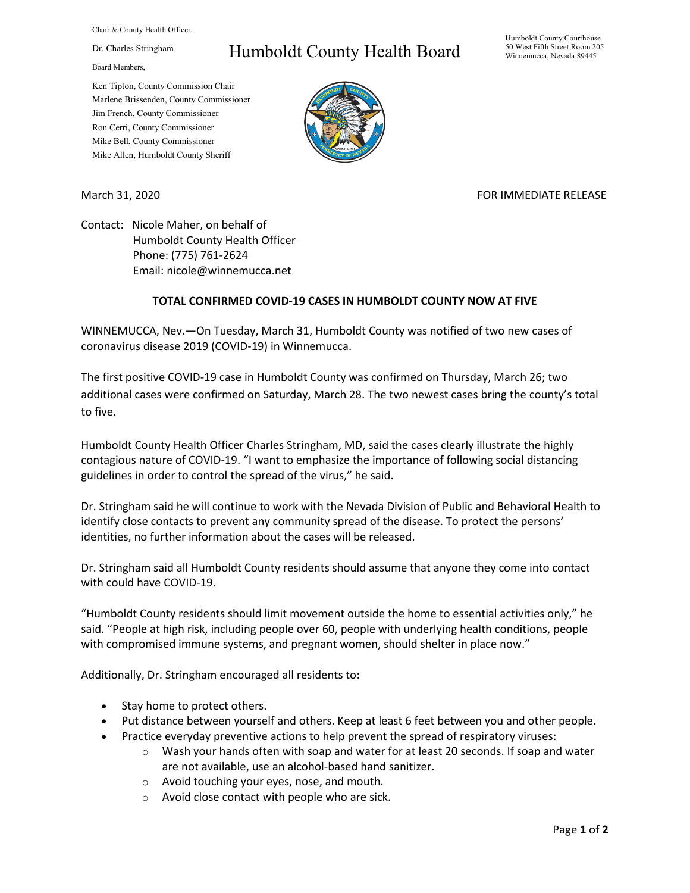Chair & County Health Officer,

Dr. Charles Stringham

Board Members,

Ken Tipton, County Commission Chair
Marlene Brissenden, County Commissioner
Jim French, County Commissioner
Ron Cerri, County Commissioner
Mike Bell, County Commissioner
Mike Allen, Humboldt County Sheriff

# Humboldt County Health Board

Humboldt County Courthouse
50 West Fifth Street Room 205
Winnemucca, Nevada 89445

March 31, 2020 FOR IMMEDIATE RELEASE

Contact: Nicole Maher, on behalf of
Humboldt County Health Officer
Phone: (775) 761-2624
Email: nicole@winnemucca.net

## TOTAL CONFIRMED COVID-19 CASES IN HUMBOLDT COUNTY NOW AT FIVE

WINNEMUCCA, Nev.—On Tuesday, March 31, Humboldt County was notified of two new cases of coronavirus disease 2019 (COVID-19) in Winnemucca.

The first positive COVID-19 case in Humboldt County was confirmed on Thursday, March 26; two additional cases were confirmed on Saturday, March 28. The two newest cases bring the county's total to five.

Humboldt County Health Officer Charles Stringham, MD, said the cases clearly illustrate the highly contagious nature of COVID-19. "I want to emphasize the importance of following social distancing guidelines in order to control the spread of the virus," he said.

Dr. Stringham said he will continue to work with the Nevada Division of Public and Behavioral Health to identify close contacts to prevent any community spread of the disease. To protect the persons' identities, no further information about the cases will be released.

Dr. Stringham said all Humboldt County residents should assume that anyone they come into contact with could have COVID-19.

"Humboldt County residents should limit movement outside the home to essential activities only," he said. "People at high risk, including people over 60, people with underlying health conditions, people with compromised immune systems, and pregnant women, should shelter in place now."

Additionally, Dr. Stringham encouraged all residents to:

- Stay home to protect others.
- Put distance between yourself and others. Keep at least 6 feet between you and other people.
- Practice everyday preventive actions to help prevent the spread of respiratory viruses:
  - Wash your hands often with soap and water for at least 20 seconds. If soap and water are not available, use an alcohol-based hand sanitizer.
  - Avoid touching your eyes, nose, and mouth.
  - Avoid close contact with people who are sick.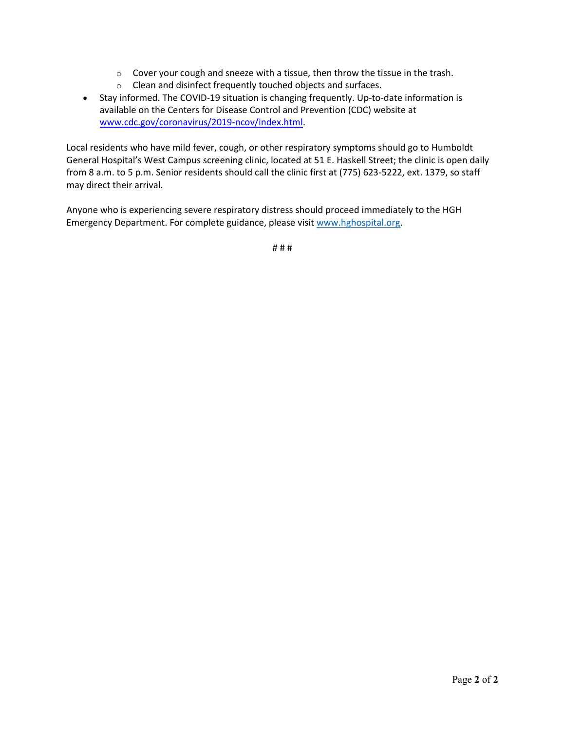- Cover your cough and sneeze with a tissue, then throw the tissue in the trash.
  - Clean and disinfect frequently touched objects and surfaces.
- Stay informed. The COVID-19 situation is changing frequently. Up-to-date information is available on the Centers for Disease Control and Prevention (CDC) website at [www.cdc.gov/coronavirus/2019-ncov/index.html](www.cdc.gov/coronavirus/2019-ncov/index.html).

Local residents who have mild fever, cough, or other respiratory symptoms should go to Humboldt General Hospital's West Campus screening clinic, located at 51 E. Haskell Street; the clinic is open daily from 8 a.m. to 5 p.m. Senior residents should call the clinic first at (775) 623-5222, ext. 1379, so staff may direct their arrival.

Anyone who is experiencing severe respiratory distress should proceed immediately to the HGH Emergency Department. For complete guidance, please visit [www.hghospital.org](www.hghospital.org).

# # #